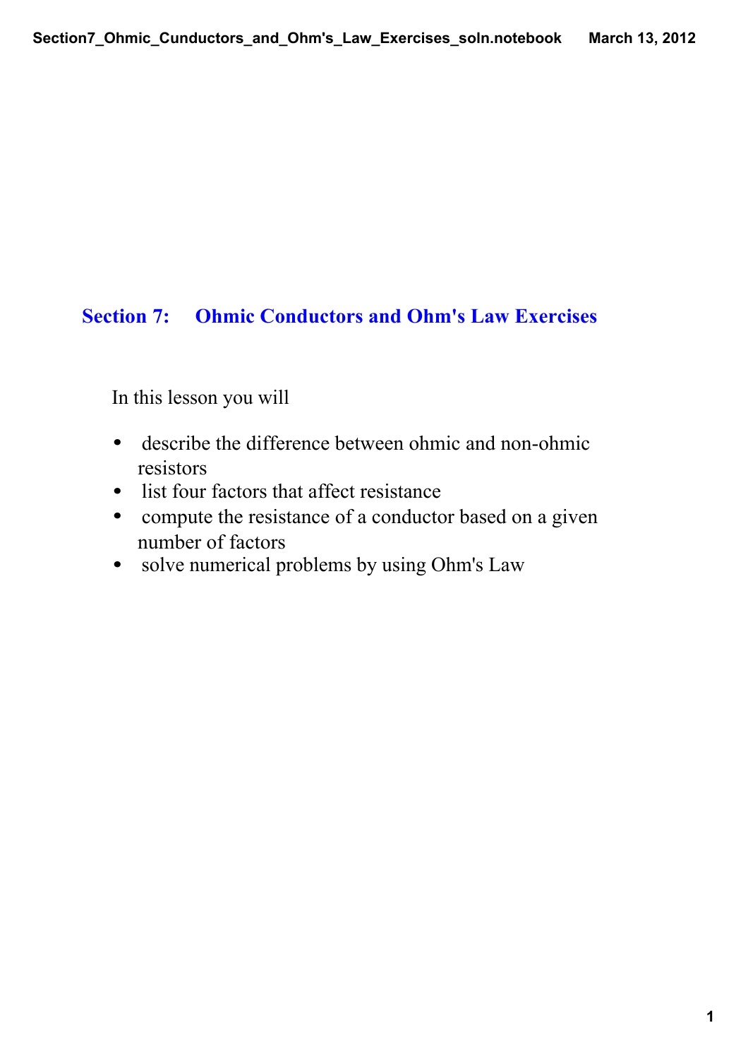## Section 7: Ohmic Conductors and Ohm's Law Exercises

In this lesson you will

- describe the difference between ohmic and non-ohmic resistors
- list four factors that affect resistance
- compute the resistance of a conductor based on a given number of factors
- solve numerical problems by using Ohm's Law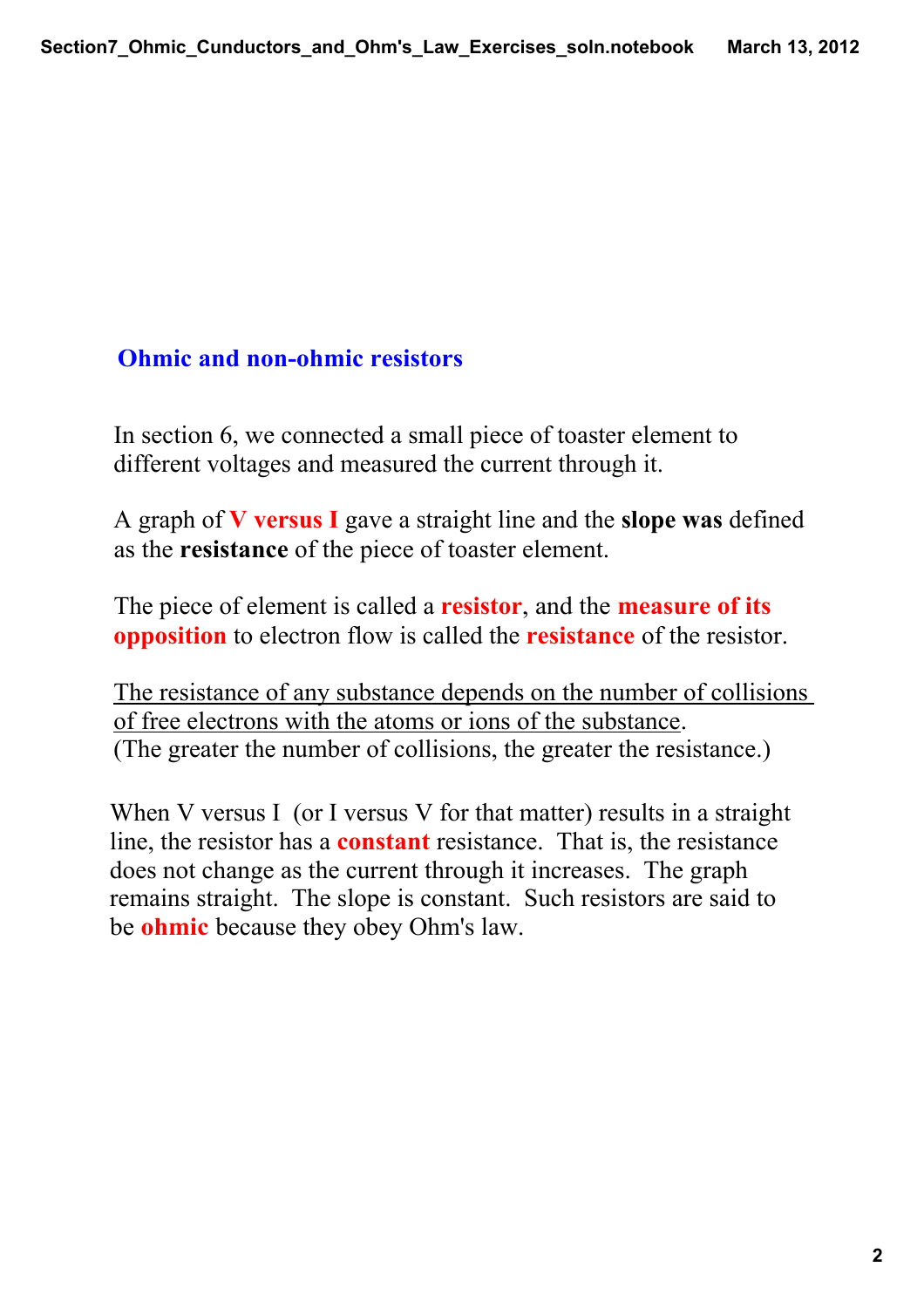## Ohmic and non-ohmic resistors

In section 6, we connected a small piece of toaster element to different voltages and measured the current through it.

A graph of **V versus I** gave a straight line and the **slope was** defined as the **resistance** of the piece of toaster element.

The piece of element is called a **resistor**, and the **measure of its opposition** to electron flow is called the **resistance** of the resistor.

<u>The resistance of any substance depends on the number of collisions of free electrons with the atoms or ions of the substance</u>.
(The greater the number of collisions, the greater the resistance.)

When V versus I (or I versus V for that matter) results in a straight line, the resistor has a **constant** resistance. That is, the resistance does not change as the current through it increases. The graph remains straight. The slope is constant. Such resistors are said to be **ohmic** because they obey Ohm's law.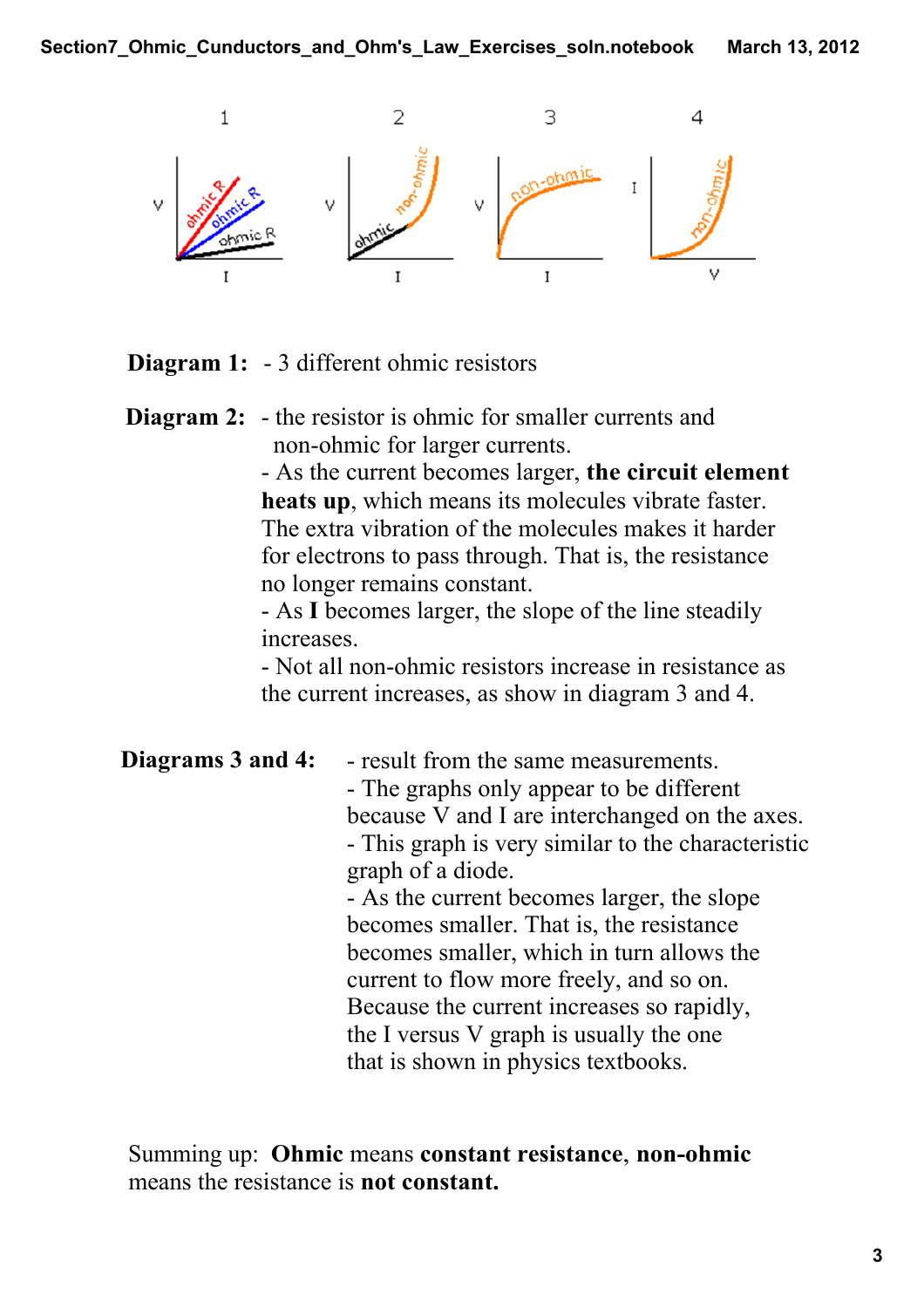**Diagram 1:** - 3 different ohmic resistors

**Diagram 2:** - the resistor is ohmic for smaller currents and non-ohmic for larger currents.

- As the current becomes larger, **the circuit element heats up**, which means its molecules vibrate faster. The extra vibration of the molecules makes it harder for electrons to pass through. That is, the resistance no longer remains constant.
- As **I** becomes larger, the slope of the line steadily increases.
- Not all non-ohmic resistors increase in resistance as the current increases, as show in diagram 3 and 4.

**Diagrams 3 and 4:** - result from the same measurements.

- The graphs only appear to be different because V and I are interchanged on the axes.
- This graph is very similar to the characteristic graph of a diode.
- As the current becomes larger, the slope becomes smaller. That is, the resistance becomes smaller, which in turn allows the current to flow more freely, and so on. Because the current increases so rapidly, the I versus V graph is usually the one that is shown in physics textbooks.

Summing up: **Ohmic** means **constant resistance**, **non-ohmic** means the resistance is **not constant.**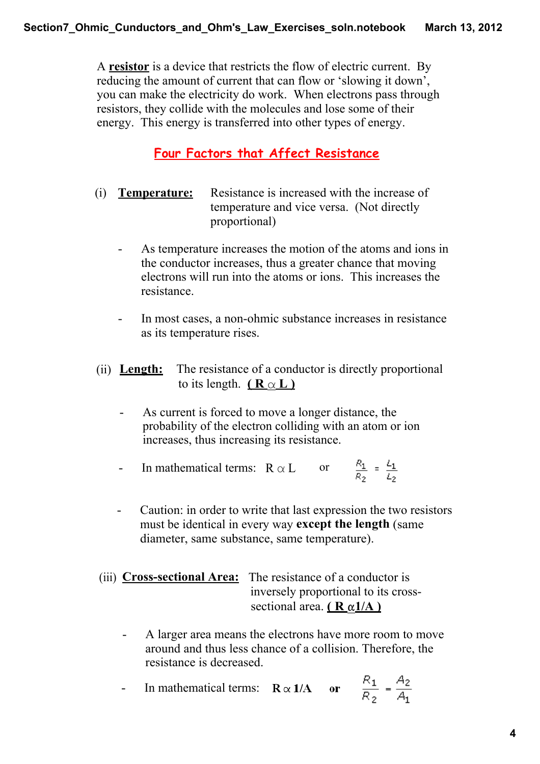A **resistor** is a device that restricts the flow of electric current. By reducing the amount of current that can flow or 'slowing it down', you can make the electricity do work. When electrons pass through resistors, they collide with the molecules and lose some of their energy. This energy is transferred into other types of energy.

## Four Factors that Affect Resistance

(i) **Temperature:** Resistance is increased with the increase of temperature and vice versa. (Not directly proportional)

- As temperature increases the motion of the atoms and ions in the conductor increases, thus a greater chance that moving electrons will run into the atoms or ions. This increases the resistance.

- In most cases, a non-ohmic substance increases in resistance as its temperature rises.

(ii) **Length:** The resistance of a conductor is directly proportional to its length. **( $R \propto L$ )**

- As current is forced to move a longer distance, the probability of the electron colliding with an atom or ion increases, thus increasing its resistance.

- In mathematical terms: $R \propto L$ or $\frac{R_1}{R_2} = \frac{L_1}{L_2}$

- Caution: in order to write that last expression the two resistors must be identical in every way **except the length** (same diameter, same substance, same temperature).

(iii) **Cross-sectional Area:** The resistance of a conductor is inversely proportional to its cross-sectional area. **( $R \propto 1/A$ )**

- A larger area means the electrons have more room to move around and thus less chance of a collision. Therefore, the resistance is decreased.

- In mathematical terms: $R \propto 1/A$ **or** $\frac{R_1}{R_2} = \frac{A_2}{A_1}$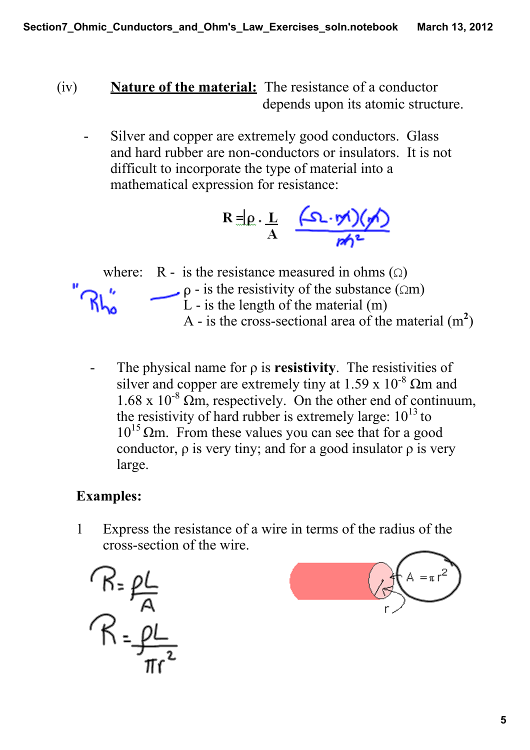(iv) **<u>Nature of the material:</u>** The resistance of a conductor depends upon its atomic structure.

- Silver and copper are extremely good conductors. Glass and hard rubber are non-conductors or insulators. It is not difficult to incorporate the type of material into a mathematical expression for resistance:

$$R = \rho \cdot \frac{L}{A} \qquad \frac{(\Omega \cdot m)(m)}{m^2}$$

where: R - is the resistance measured in ohms ($\Omega$)

"Rho" — $\rho$ - is the resistivity of the substance ($\Omega$m)

L - is the length of the material (m)

A - is the cross-sectional area of the material ($m^2$)

- The physical name for $\rho$ is **resistivity**. The resistivities of silver and copper are extremely tiny at $1.59 \times 10^{-8}$ $\Omega$m and $1.68 \times 10^{-8}$ $\Omega$m, respectively. On the other end of continuum, the resistivity of hard rubber is extremely large: $10^{13}$ to $10^{15}$ $\Omega$m. From these values you can see that for a good conductor, $\rho$ is very tiny; and for a good insulator $\rho$ is very large.

**Examples:**

1 Express the resistance of a wire in terms of the radius of the cross-section of the wire.

$A = \pi r^2$, r

$$R = \frac{\rho L}{A}$$

$$R = \frac{\rho L}{\pi r^2}$$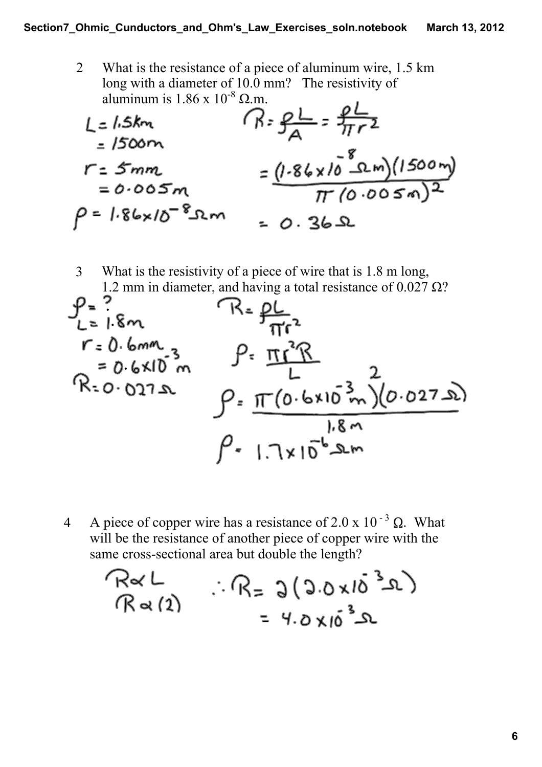2 What is the resistance of a piece of aluminum wire, 1.5 km long with a diameter of 10.0 mm? The resistivity of aluminum is $1.86 \times 10^{-8}$ Ω.m.

$L = 1.5 km$
$= 1500 m$

$r = 5 mm$
$= 0.005 m$

$\rho = 1.86 \times 10^{-8} \Omega m$

$$R = \frac{\rho L}{A} = \frac{\rho L}{\pi r^2}$$

$$= \frac{(1.86 \times 10^{-8} \Omega m)(1500 m)}{\pi (0.005 m)^2}$$

$$= 0.36 \Omega$$

3 What is the resistivity of a piece of wire that is 1.8 m long, 1.2 mm in diameter, and having a total resistance of 0.027 Ω?

$\rho = ?$
$L = 1.8 m$
$r = 0.6 mm$
$= 0.6 \times 10^{-3} m$
$R = 0.027 \Omega$

$$R = \frac{\rho L}{\pi r^2}$$

$$\rho = \frac{\pi r^2 R}{L}$$

$$\rho = \frac{\pi (0.6 \times 10^{-3} m)^2 (0.027 \Omega)}{1.8 m}$$

$$\rho = 1.7 \times 10^{-6} \Omega m$$

4 A piece of copper wire has a resistance of $2.0 \times 10^{-3}$ Ω. What will be the resistance of another piece of copper wire with the same cross-sectional area but double the length?

$R \propto L$
$R \propto (2)$

$$\therefore R = 2(2.0 \times 10^{-3} \Omega)$$
$$= 4.0 \times 10^{-3} \Omega$$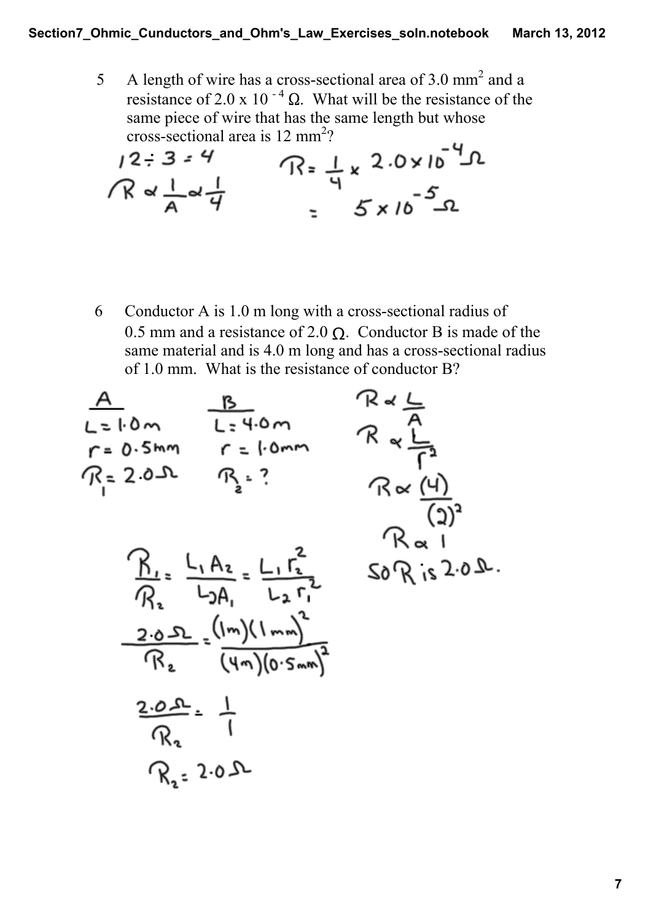5 A length of wire has a cross-sectional area of 3.0 mm$^2$ and a resistance of 2.0 x 10$^{-4}$ Ω. What will be the resistance of the same piece of wire that has the same length but whose cross-sectional area is 12 mm$^2$?

$12 \div 3 = 4$

$R \propto \frac{1}{A} \propto \frac{1}{4}$

$R = \frac{1}{4} \times 2.0 \times 10^{-4} \, \Omega$

$= 5 \times 10^{-5} \, \Omega$

6 Conductor A is 1.0 m long with a cross-sectional radius of 0.5 mm and a resistance of 2.0 Ω. Conductor B is made of the same material and is 4.0 m long and has a cross-sectional radius of 1.0 mm. What is the resistance of conductor B?

**A**

$L = 1.0 \, m$

$r = 0.5 \, mm$

$R_1 = 2.0 \, \Omega$

**B**

$L = 4.0 \, m$

$r = 1.0 \, mm$

$R_2 = ?$

$R \propto \frac{L}{A}$

$R \propto \frac{L}{r^2}$

$R \propto \frac{(4)}{(2)^2}$

$R \propto 1$

So R is 2.0 Ω.

$$\frac{R_1}{R_2} = \frac{L_1 A_2}{L_2 A_1} = \frac{L_1 r_2^2}{L_2 r_1^2}$$

$$\frac{2.0 \, \Omega}{R_2} = \frac{(1 m)(1 mm)^2}{(4 m)(0.5 mm)^2}$$

$$\frac{2.0 \, \Omega}{R_2} = \frac{1}{1}$$

$$R_2 = 2.0 \, \Omega$$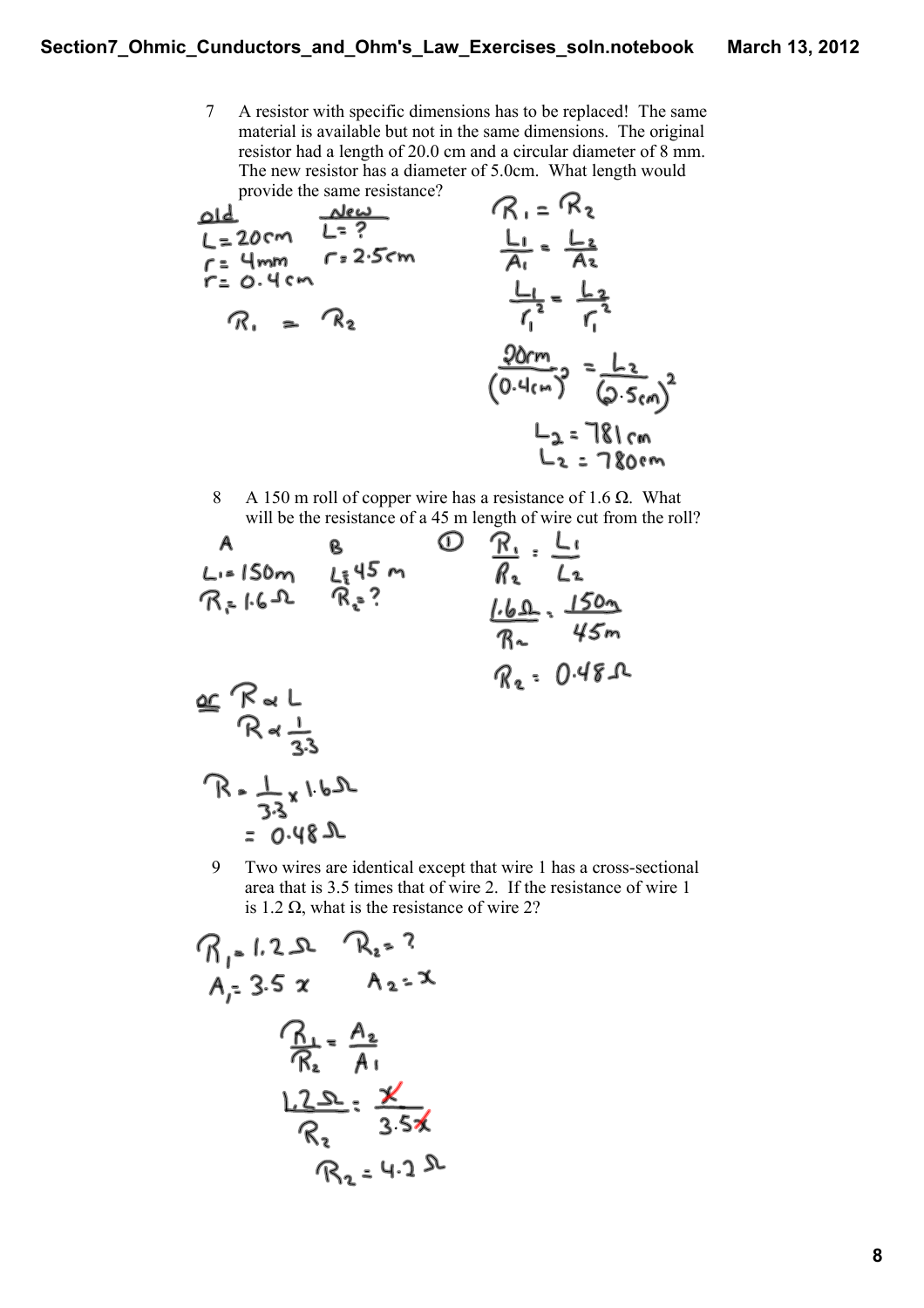7 A resistor with specific dimensions has to be replaced! The same material is available but not in the same dimensions. The original resistor had a length of 20.0 cm and a circular diameter of 8 mm. The new resistor has a diameter of 5.0cm. What length would provide the same resistance?

<u>old</u>
$L = 20cm$
$r = 4mm$
$r = 0.4cm$

<u>New</u>
$L = ?$
$r = 2.5cm$

$R_1 = R_2$

$$R_1 = R_2$$

$$\frac{L_1}{A_1} = \frac{L_2}{A_2}$$

$$\frac{L_1}{r_1^2} = \frac{L_2}{r_1^2}$$

$$\frac{20cm}{(0.4cm)^2} = \frac{L_2}{(2.5cm)^2}$$

$$L_2 = 781\ cm$$

$$L_2 = 780cm$$

8 A 150 m roll of copper wire has a resistance of 1.6 Ω. What will be the resistance of a 45 m length of wire cut from the roll?

A
$L_1 = 150m$
$R_1 = 1.6\Omega$

B
$L_2 = 45\ m$
$R_2 = ?$

①

$$\frac{R_1}{R_2} = \frac{L_1}{L_2}$$

$$\frac{1.6\Omega}{R_2} = \frac{150m}{45m}$$

$$R_2 = 0.48\Omega$$

<u>or</u> $R \propto L$

$$R \propto \frac{1}{3.3}$$

$$R = \frac{1}{3.3} \times 1.6\Omega$$

$$= 0.48\Omega$$

9 Two wires are identical except that wire 1 has a cross-sectional area that is 3.5 times that of wire 2. If the resistance of wire 1 is 1.2 Ω, what is the resistance of wire 2?

$R_1 = 1.2\Omega$ $R_2 = ?$

$A_1 = 3.5x$ $A_2 = x$

$$\frac{R_1}{R_2} = \frac{A_2}{A_1}$$

$$\frac{1.2\Omega}{R_2} = \frac{x}{3.5x}$$

$$R_2 = 4.2\Omega$$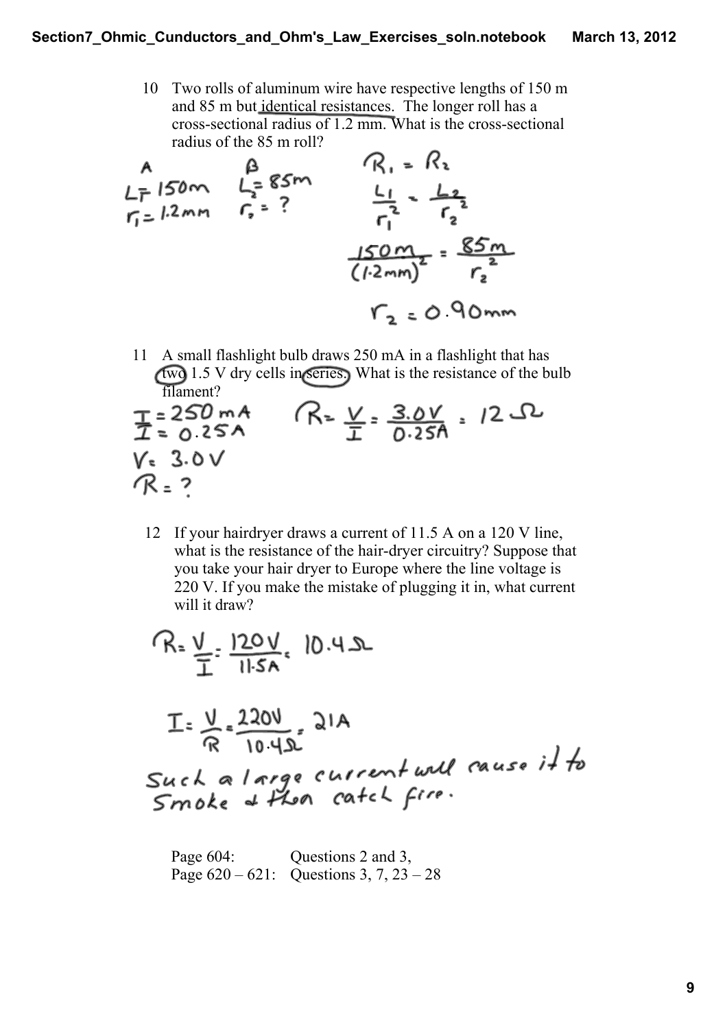10 Two rolls of aluminum wire have respective lengths of 150 m and 85 m but identical resistances. The longer roll has a cross-sectional radius of 1.2 mm. What is the cross-sectional radius of the 85 m roll?

A

$L_1 = 150\text{m}$

$r_1 = 1.2\text{mm}$

B

$L_2 = 85\text{m}$

$r_2 = ?$

$$R_1 = R_2$$

$$\frac{L_1}{r_1^2} = \frac{L_2}{r_2^2}$$

$$\frac{150\text{m}}{(1.2\text{mm})^2} = \frac{85\text{m}}{r_2^2}$$

$$r_2 = 0.90\text{mm}$$

11 A small flashlight bulb draws 250 mA in a flashlight that has two 1.5 V dry cells in series. What is the resistance of the bulb filament?

$I = 250\text{ mA}$

$I = 0.25\text{A}$

$V = 3.0\text{V}$

$R = ?$

$$R = \frac{V}{I} = \frac{3.0\text{V}}{0.25\text{A}} = 12\ \Omega$$

12 If your hairdryer draws a current of 11.5 A on a 120 V line, what is the resistance of the hair-dryer circuitry? Suppose that you take your hair dryer to Europe where the line voltage is 220 V. If you make the mistake of plugging it in, what current will it draw?

$$R = \frac{V}{I} = \frac{120\text{V}}{11.5\text{A}} = 10.4\ \Omega$$

$$I = \frac{V}{R} = \frac{220\text{V}}{10.4\ \Omega} = 21\text{A}$$

Such a large current will cause it to smoke & then catch fire.

Page 604: Questions 2 and 3,

Page 620 – 621: Questions 3, 7, 23 – 28